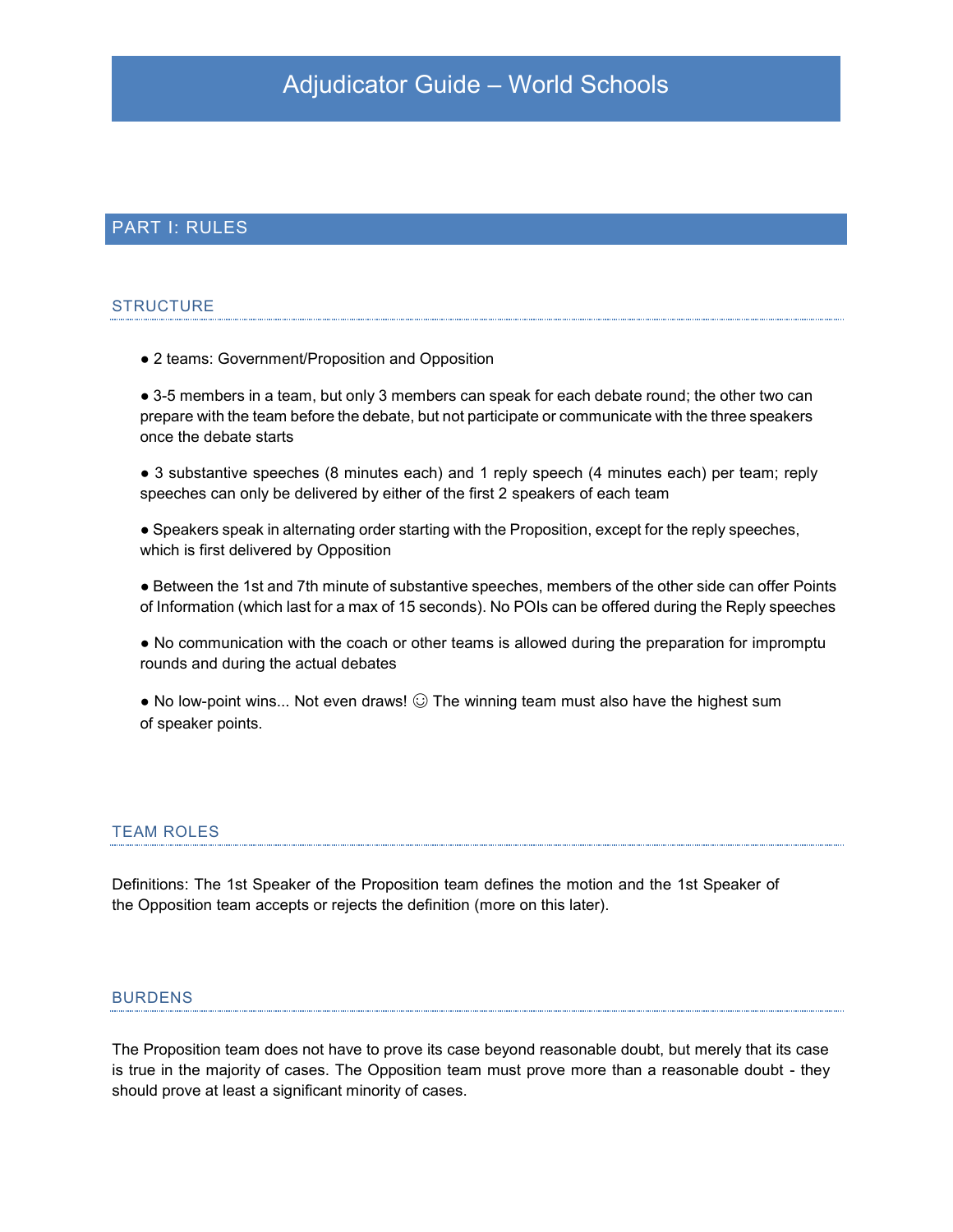# Adjudicator Guide – World Schools

## PART I: RULES

### STRUCTURE

- 2 teams: Government/Proposition and Opposition
- 3-5 members in a team, but only 3 members can speak for each debate round; the other two can prepare with the team before the debate, but not participate or communicate with the three speakers once the debate starts
- 3 substantive speeches (8 minutes each) and 1 reply speech (4 minutes each) per team; reply speeches can only be delivered by either of the first 2 speakers of each team
- Speakers speak in alternating order starting with the Proposition, except for the reply speeches, which is first delivered by Opposition
- Between the 1st and 7th minute of substantive speeches, members of the other side can offer Points of Information (which last for a max of 15 seconds). No POIs can be offered during the Reply speeches
- No communication with the coach or other teams is allowed during the preparation for impromptu rounds and during the actual debates
- No low-point wins... Not even draws! ☺ The winning team must also have the highest sum of speaker points.

### TEAM ROLES

Definitions: The 1st Speaker of the Proposition team defines the motion and the 1st Speaker of the Opposition team accepts or rejects the definition (more on this later).

### BURDENS

The Proposition team does not have to prove its case beyond reasonable doubt, but merely that its case is true in the majority of cases. The Opposition team must prove more than a reasonable doubt - they should prove at least a significant minority of cases.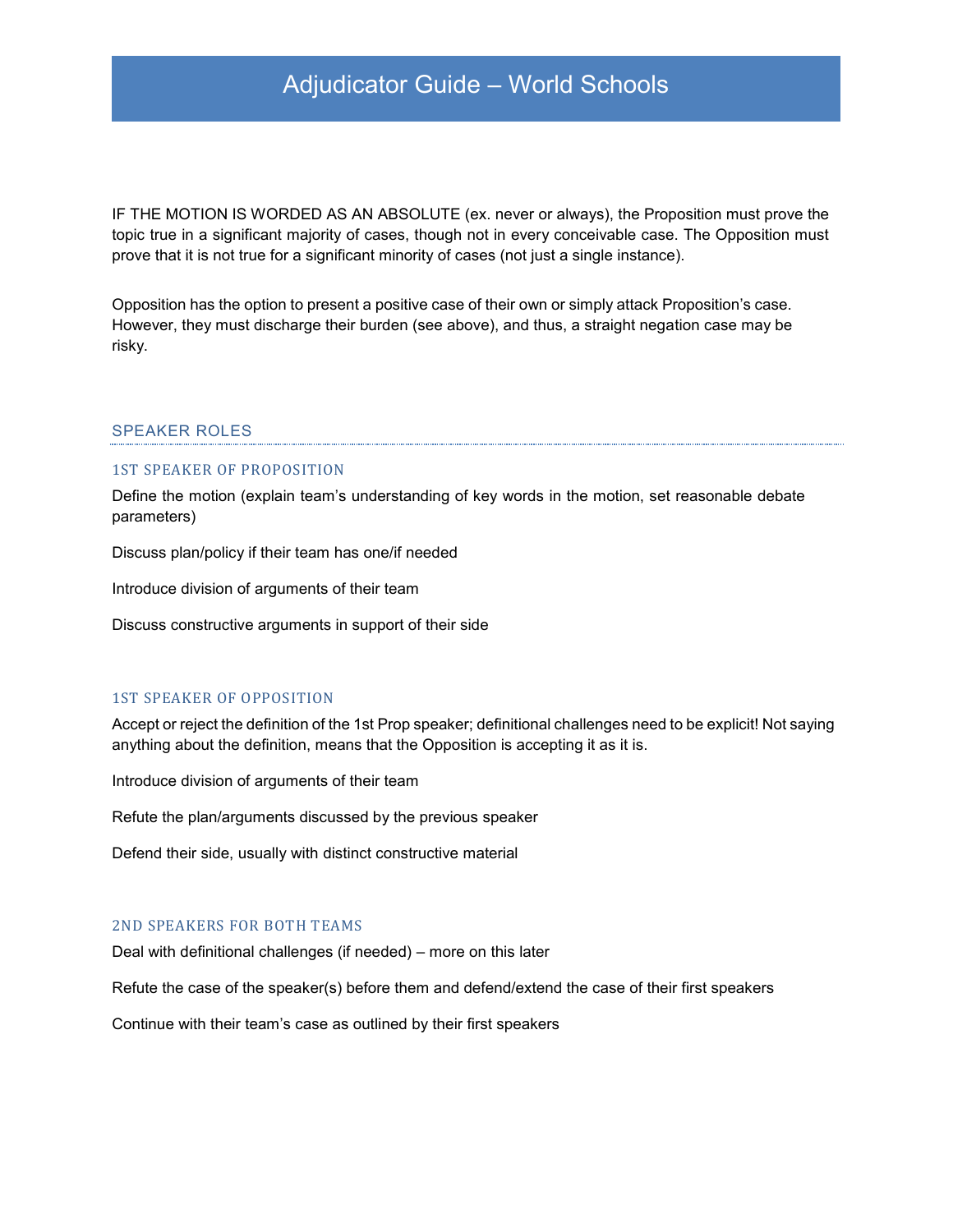IF THE MOTION IS WORDED AS AN ABSOLUTE (ex. never or always), the Proposition must prove the topic true in a significant majority of cases, though not in every conceivable case. The Opposition must prove that it is not true for a significant minority of cases (not just a single instance).

Opposition has the option to present a positive case of their own or simply attack Proposition's case. However, they must discharge their burden (see above), and thus, a straight negation case may be risky.

## SPEAKER ROLES

### 1ST SPEAKER OF PROPOSITION

Define the motion (explain team's understanding of key words in the motion, set reasonable debate parameters)

Discuss plan/policy if their team has one/if needed

Introduce division of arguments of their team

Discuss constructive arguments in support of their side

### 1ST SPEAKER OF OPPOSITION

Accept or reject the definition of the 1st Prop speaker; definitional challenges need to be explicit! Not saying anything about the definition, means that the Opposition is accepting it as it is.

Introduce division of arguments of their team

Refute the plan/arguments discussed by the previous speaker

Defend their side, usually with distinct constructive material

### 2ND SPEAKERS FOR BOTH TEAMS

Deal with definitional challenges (if needed) – more on this later

Refute the case of the speaker(s) before them and defend/extend the case of their first speakers

Continue with their team's case as outlined by their first speakers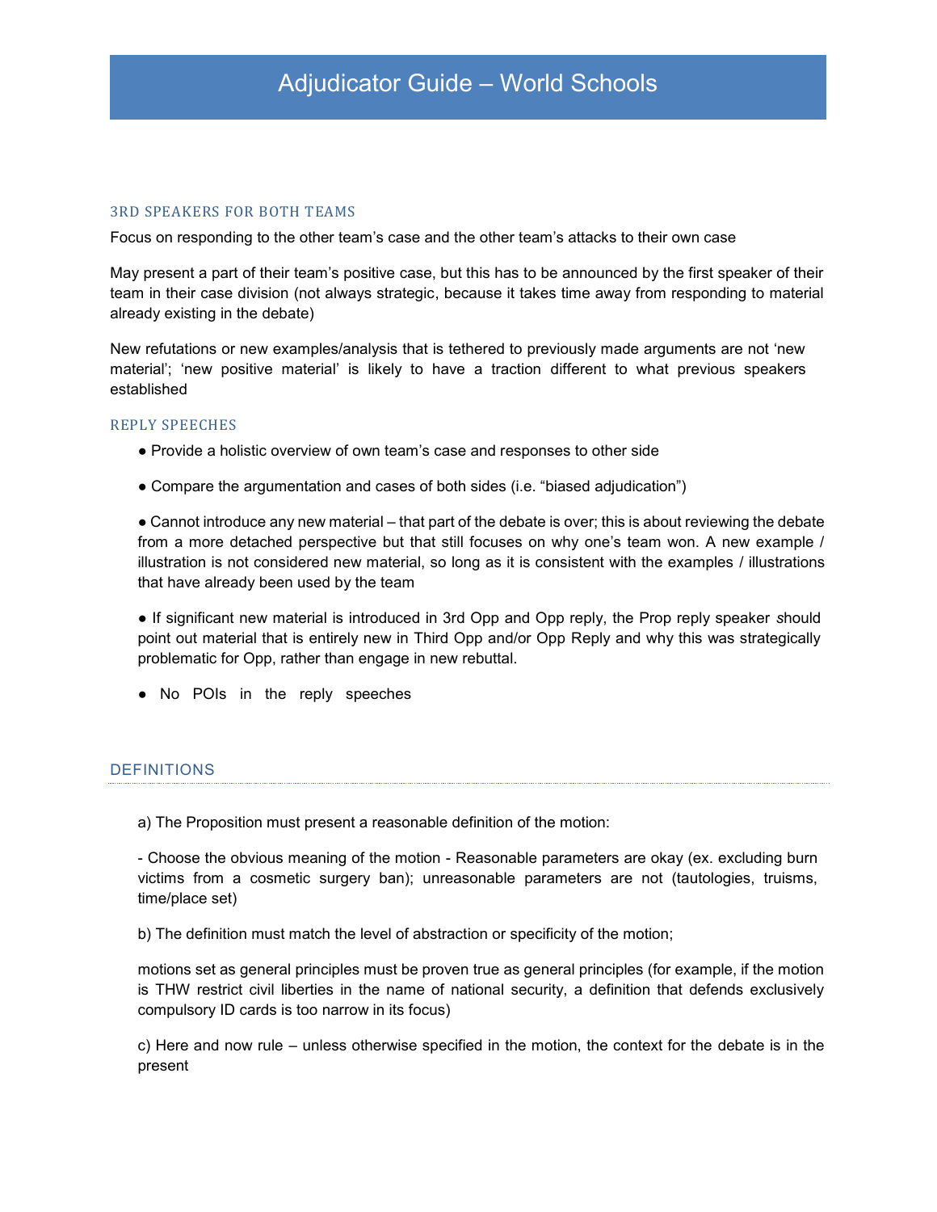# Adjudicator Guide – World Schools

### 3RD SPEAKERS FOR BOTH TEAMS

Focus on responding to the other team's case and the other team's attacks to their own case

May present a part of their team's positive case, but this has to be announced by the first speaker of their team in their case division (not always strategic, because it takes time away from responding to material already existing in the debate)

New refutations or new examples/analysis that is tethered to previously made arguments are not 'new material'; 'new positive material' is likely to have a traction different to what previous speakers established

### REPLY SPEECHES

- Provide a holistic overview of own team's case and responses to other side
- Compare the argumentation and cases of both sides (i.e. "biased adjudication")
- Cannot introduce any new material – that part of the debate is over; this is about reviewing the debate from a more detached perspective but that still focuses on why one's team won. A new example / illustration is not considered new material, so long as it is consistent with the examples / illustrations that have already been used by the team
- If significant new material is introduced in 3rd Opp and Opp reply, the Prop reply speaker *s*hould point out material that is entirely new in Third Opp and/or Opp Reply and why this was strategically problematic for Opp, rather than engage in new rebuttal.
- No POIs in the reply speeches

## DEFINITIONS

a) The Proposition must present a reasonable definition of the motion:

- Choose the obvious meaning of the motion - Reasonable parameters are okay (ex. excluding burn victims from a cosmetic surgery ban); unreasonable parameters are not (tautologies, truisms, time/place set)

b) The definition must match the level of abstraction or specificity of the motion;

motions set as general principles must be proven true as general principles (for example, if the motion is THW restrict civil liberties in the name of national security, a definition that defends exclusively compulsory ID cards is too narrow in its focus)

c) Here and now rule – unless otherwise specified in the motion, the context for the debate is in the present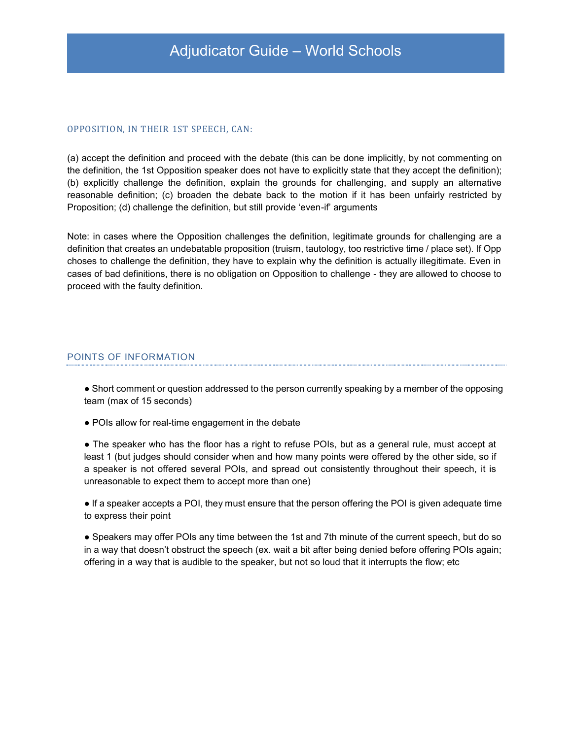## OPPOSITION, IN THEIR 1ST SPEECH, CAN:

(a) accept the definition and proceed with the debate (this can be done implicitly, by not commenting on the definition, the 1st Opposition speaker does not have to explicitly state that they accept the definition); (b) explicitly challenge the definition, explain the grounds for challenging, and supply an alternative reasonable definition; (c) broaden the debate back to the motion if it has been unfairly restricted by Proposition; (d) challenge the definition, but still provide 'even-if' arguments

Note: in cases where the Opposition challenges the definition, legitimate grounds for challenging are a definition that creates an undebatable proposition (truism, tautology, too restrictive time / place set). If Opp choses to challenge the definition, they have to explain why the definition is actually illegitimate. Even in cases of bad definitions, there is no obligation on Opposition to challenge - they are allowed to choose to proceed with the faulty definition.

## POINTS OF INFORMATION

- Short comment or question addressed to the person currently speaking by a member of the opposing team (max of 15 seconds)

- POIs allow for real-time engagement in the debate

- The speaker who has the floor has a right to refuse POIs, but as a general rule, must accept at least 1 (but judges should consider when and how many points were offered by the other side, so if a speaker is not offered several POIs, and spread out consistently throughout their speech, it is unreasonable to expect them to accept more than one)

- If a speaker accepts a POI, they must ensure that the person offering the POI is given adequate time to express their point

- Speakers may offer POIs any time between the 1st and 7th minute of the current speech, but do so in a way that doesn't obstruct the speech (ex. wait a bit after being denied before offering POIs again; offering in a way that is audible to the speaker, but not so loud that it interrupts the flow; etc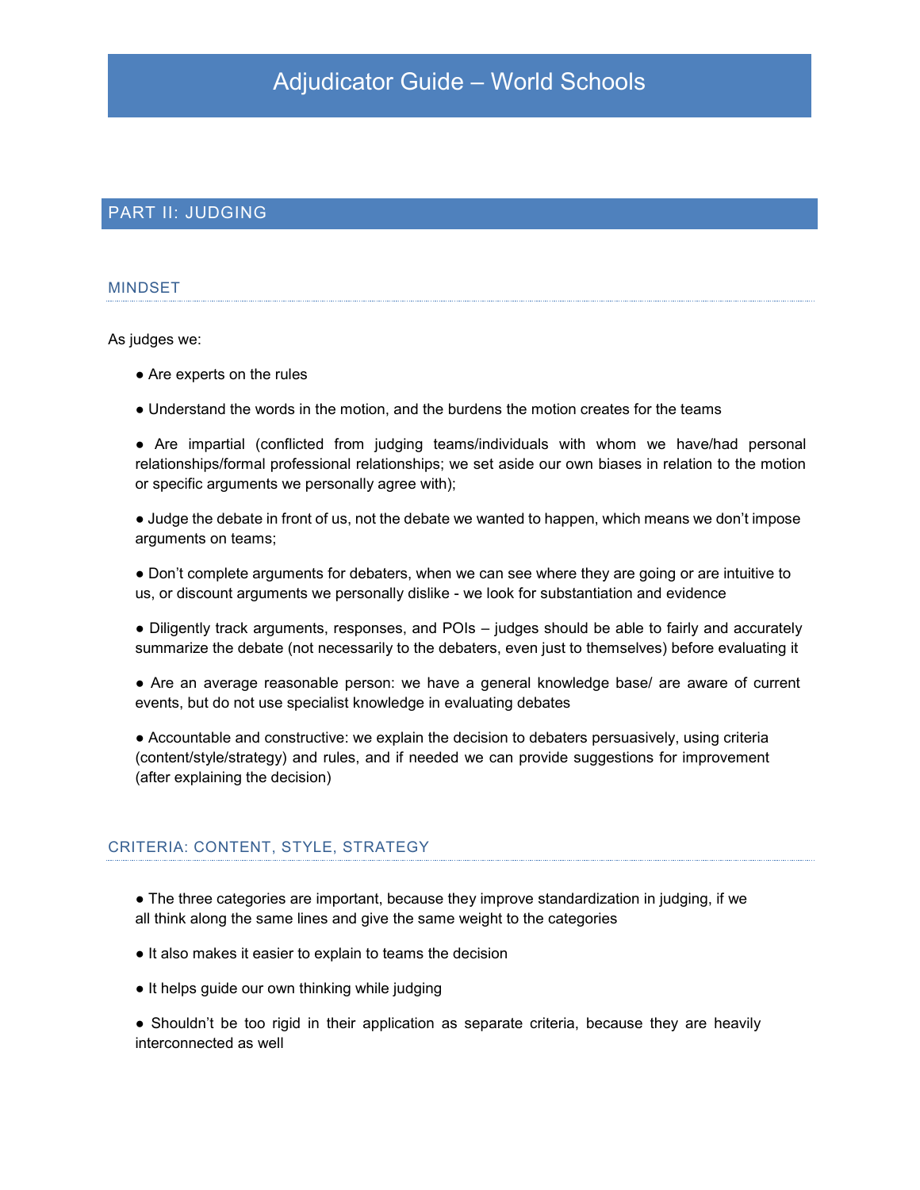# Adjudicator Guide – World Schools

## PART II: JUDGING

### MINDSET

As judges we:

- Are experts on the rules
- Understand the words in the motion, and the burdens the motion creates for the teams
- Are impartial (conflicted from judging teams/individuals with whom we have/had personal relationships/formal professional relationships; we set aside our own biases in relation to the motion or specific arguments we personally agree with);
- Judge the debate in front of us, not the debate we wanted to happen, which means we don't impose arguments on teams;
- Don't complete arguments for debaters, when we can see where they are going or are intuitive to us, or discount arguments we personally dislike - we look for substantiation and evidence
- Diligently track arguments, responses, and POIs – judges should be able to fairly and accurately summarize the debate (not necessarily to the debaters, even just to themselves) before evaluating it
- Are an average reasonable person: we have a general knowledge base/ are aware of current events, but do not use specialist knowledge in evaluating debates
- Accountable and constructive: we explain the decision to debaters persuasively, using criteria (content/style/strategy) and rules, and if needed we can provide suggestions for improvement (after explaining the decision)

### CRITERIA: CONTENT, STYLE, STRATEGY

- The three categories are important, because they improve standardization in judging, if we all think along the same lines and give the same weight to the categories
- It also makes it easier to explain to teams the decision
- It helps guide our own thinking while judging
- Shouldn't be too rigid in their application as separate criteria, because they are heavily interconnected as well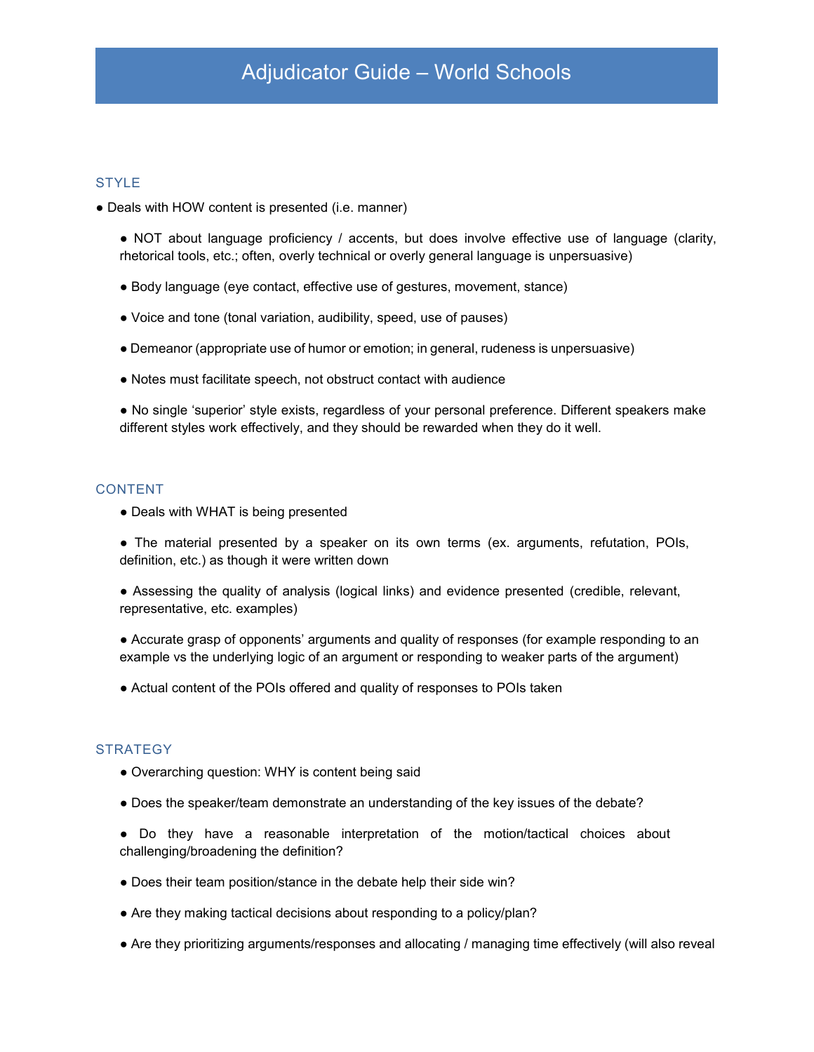# Adjudicator Guide – World Schools

## STYLE

- Deals with HOW content is presented (i.e. manner)
  - NOT about language proficiency / accents, but does involve effective use of language (clarity, rhetorical tools, etc.; often, overly technical or overly general language is unpersuasive)
  - Body language (eye contact, effective use of gestures, movement, stance)
  - Voice and tone (tonal variation, audibility, speed, use of pauses)
  - Demeanor (appropriate use of humor or emotion; in general, rudeness is unpersuasive)
  - Notes must facilitate speech, not obstruct contact with audience
  - No single 'superior' style exists, regardless of your personal preference. Different speakers make different styles work effectively, and they should be rewarded when they do it well.

## CONTENT

- Deals with WHAT is being presented
- The material presented by a speaker on its own terms (ex. arguments, refutation, POIs, definition, etc.) as though it were written down
- Assessing the quality of analysis (logical links) and evidence presented (credible, relevant, representative, etc. examples)
- Accurate grasp of opponents' arguments and quality of responses (for example responding to an example vs the underlying logic of an argument or responding to weaker parts of the argument)
- Actual content of the POIs offered and quality of responses to POIs taken

## STRATEGY

- Overarching question: WHY is content being said
- Does the speaker/team demonstrate an understanding of the key issues of the debate?
- Do they have a reasonable interpretation of the motion/tactical choices about challenging/broadening the definition?
- Does their team position/stance in the debate help their side win?
- Are they making tactical decisions about responding to a policy/plan?
- Are they prioritizing arguments/responses and allocating / managing time effectively (will also reveal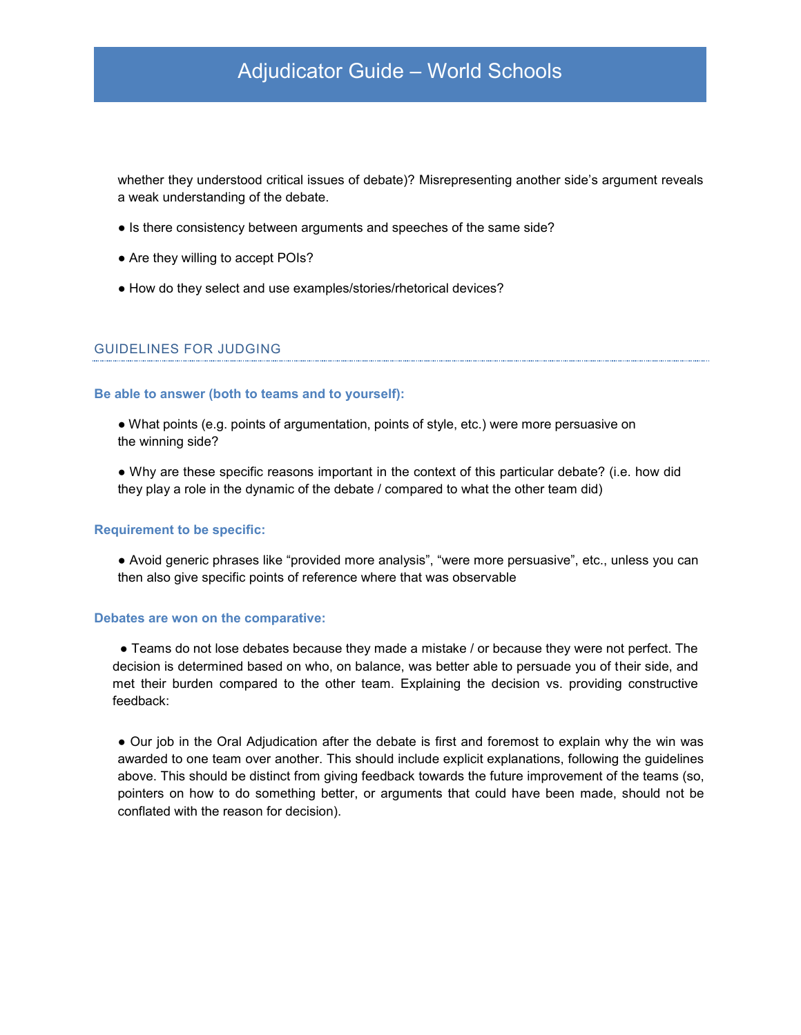whether they understood critical issues of debate)? Misrepresenting another side's argument reveals a weak understanding of the debate.

- Is there consistency between arguments and speeches of the same side?
- Are they willing to accept POIs?
- How do they select and use examples/stories/rhetorical devices?

## GUIDELINES FOR JUDGING

### Be able to answer (both to teams and to yourself):

- What points (e.g. points of argumentation, points of style, etc.) were more persuasive on the winning side?
- Why are these specific reasons important in the context of this particular debate? (i.e. how did they play a role in the dynamic of the debate / compared to what the other team did)

### Requirement to be specific:

- Avoid generic phrases like "provided more analysis", "were more persuasive", etc., unless you can then also give specific points of reference where that was observable

### Debates are won on the comparative:

- Teams do not lose debates because they made a mistake / or because they were not perfect. The decision is determined based on who, on balance, was better able to persuade you of their side, and met their burden compared to the other team. Explaining the decision vs. providing constructive feedback:
- Our job in the Oral Adjudication after the debate is first and foremost to explain why the win was awarded to one team over another. This should include explicit explanations, following the guidelines above. This should be distinct from giving feedback towards the future improvement of the teams (so, pointers on how to do something better, or arguments that could have been made, should not be conflated with the reason for decision).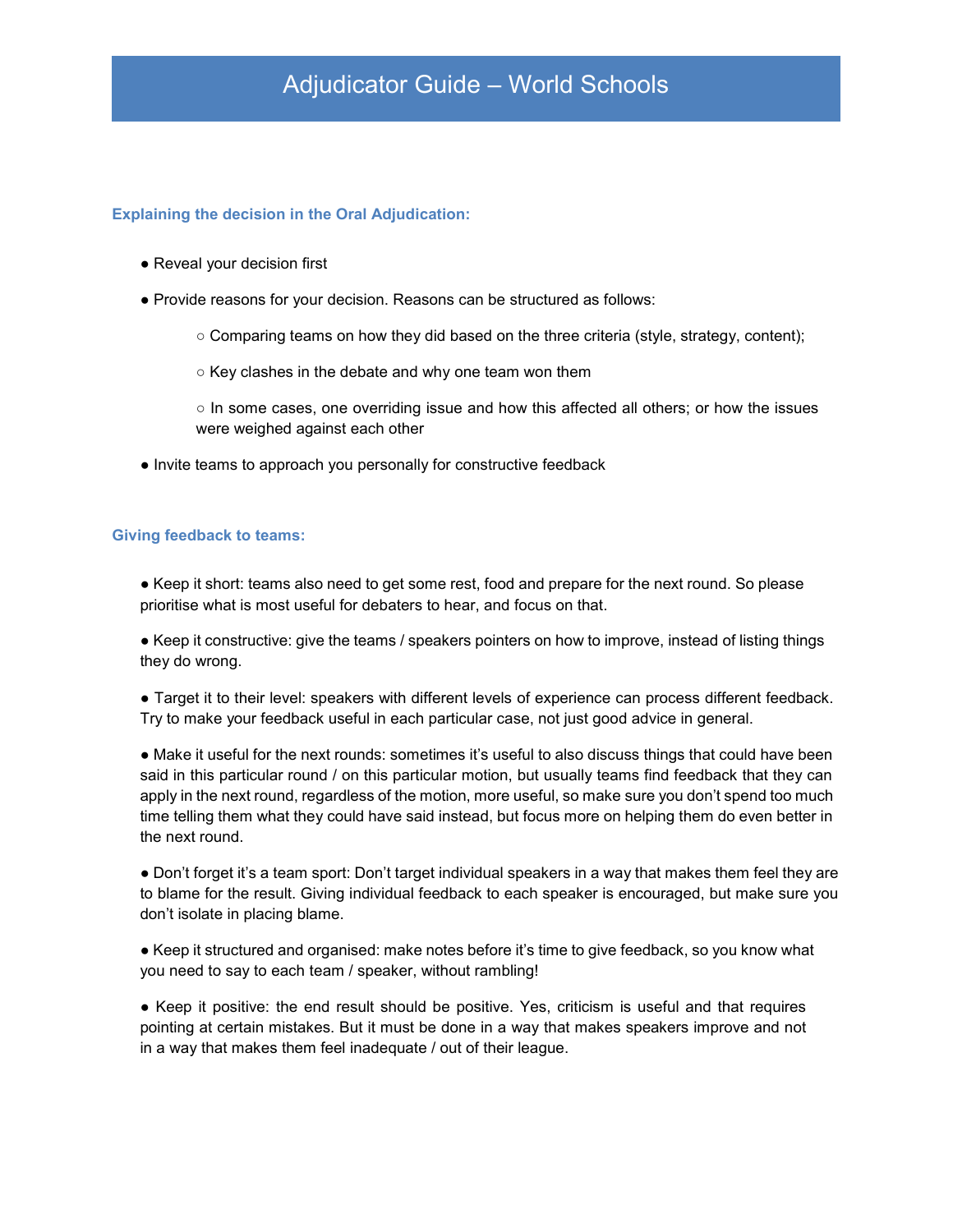# Adjudicator Guide – World Schools

### Explaining the decision in the Oral Adjudication:

- Reveal your decision first
- Provide reasons for your decision. Reasons can be structured as follows:
  - Comparing teams on how they did based on the three criteria (style, strategy, content);
  - Key clashes in the debate and why one team won them
  - In some cases, one overriding issue and how this affected all others; or how the issues were weighed against each other
- Invite teams to approach you personally for constructive feedback

### Giving feedback to teams:

- Keep it short: teams also need to get some rest, food and prepare for the next round. So please prioritise what is most useful for debaters to hear, and focus on that.

- Keep it constructive: give the teams / speakers pointers on how to improve, instead of listing things they do wrong.

- Target it to their level: speakers with different levels of experience can process different feedback. Try to make your feedback useful in each particular case, not just good advice in general.

- Make it useful for the next rounds: sometimes it's useful to also discuss things that could have been said in this particular round / on this particular motion, but usually teams find feedback that they can apply in the next round, regardless of the motion, more useful, so make sure you don't spend too much time telling them what they could have said instead, but focus more on helping them do even better in the next round.

- Don't forget it's a team sport: Don't target individual speakers in a way that makes them feel they are to blame for the result. Giving individual feedback to each speaker is encouraged, but make sure you don't isolate in placing blame.

- Keep it structured and organised: make notes before it's time to give feedback, so you know what you need to say to each team / speaker, without rambling!

- Keep it positive: the end result should be positive. Yes, criticism is useful and that requires pointing at certain mistakes. But it must be done in a way that makes speakers improve and not in a way that makes them feel inadequate / out of their league.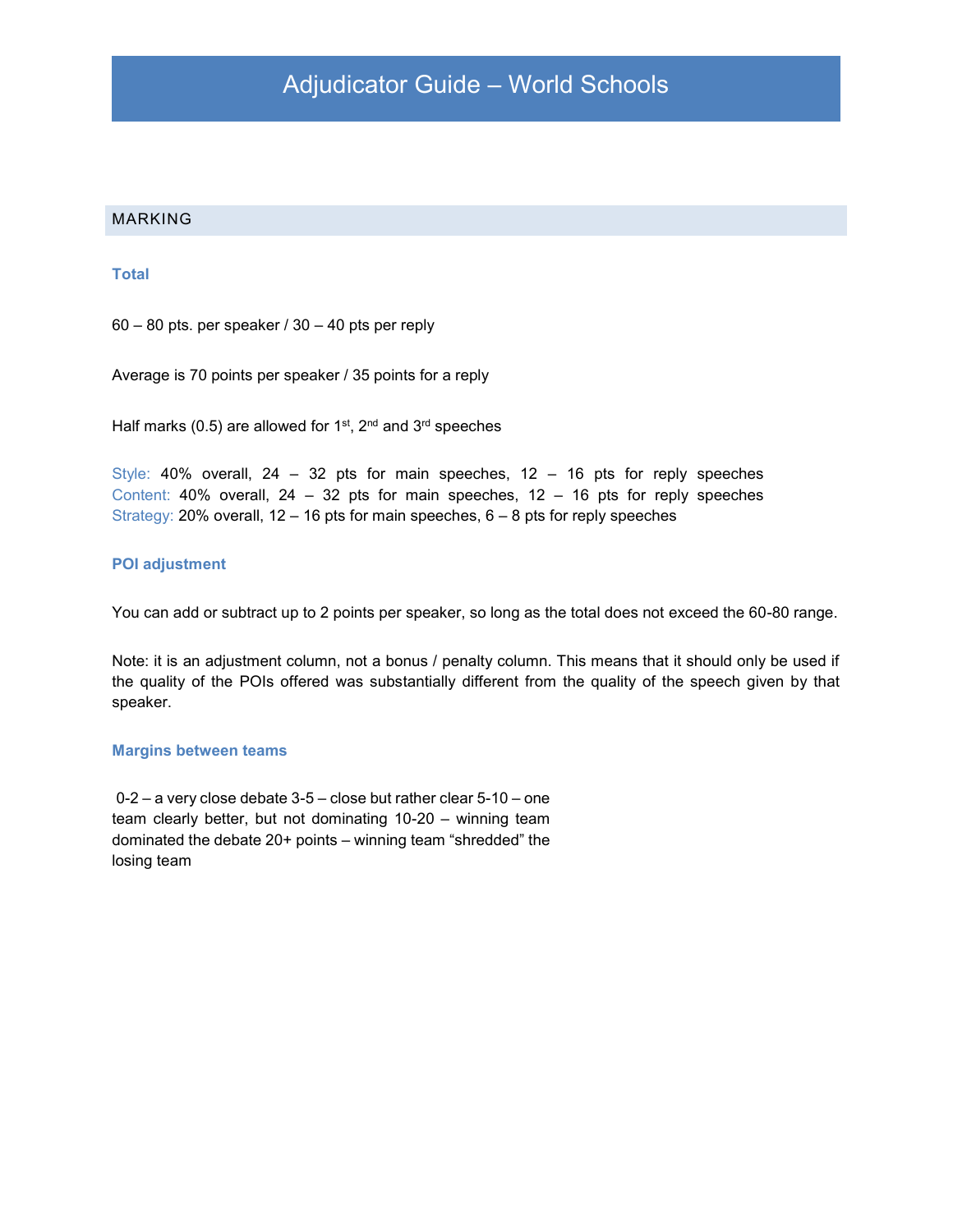# Adjudicator Guide – World Schools

## MARKING

### Total

60 – 80 pts. per speaker / 30 – 40 pts per reply

Average is 70 points per speaker / 35 points for a reply

Half marks (0.5) are allowed for 1st, 2nd and 3rd speeches

Style: 40% overall, 24 – 32 pts for main speeches, 12 – 16 pts for reply speeches
Content: 40% overall, 24 – 32 pts for main speeches, 12 – 16 pts for reply speeches
Strategy: 20% overall, 12 – 16 pts for main speeches, 6 – 8 pts for reply speeches

### POI adjustment

You can add or subtract up to 2 points per speaker, so long as the total does not exceed the 60-80 range.

Note: it is an adjustment column, not a bonus / penalty column. This means that it should only be used if the quality of the POIs offered was substantially different from the quality of the speech given by that speaker.

### Margins between teams

0-2 – a very close debate 3-5 – close but rather clear 5-10 – one team clearly better, but not dominating 10-20 – winning team dominated the debate 20+ points – winning team "shredded" the losing team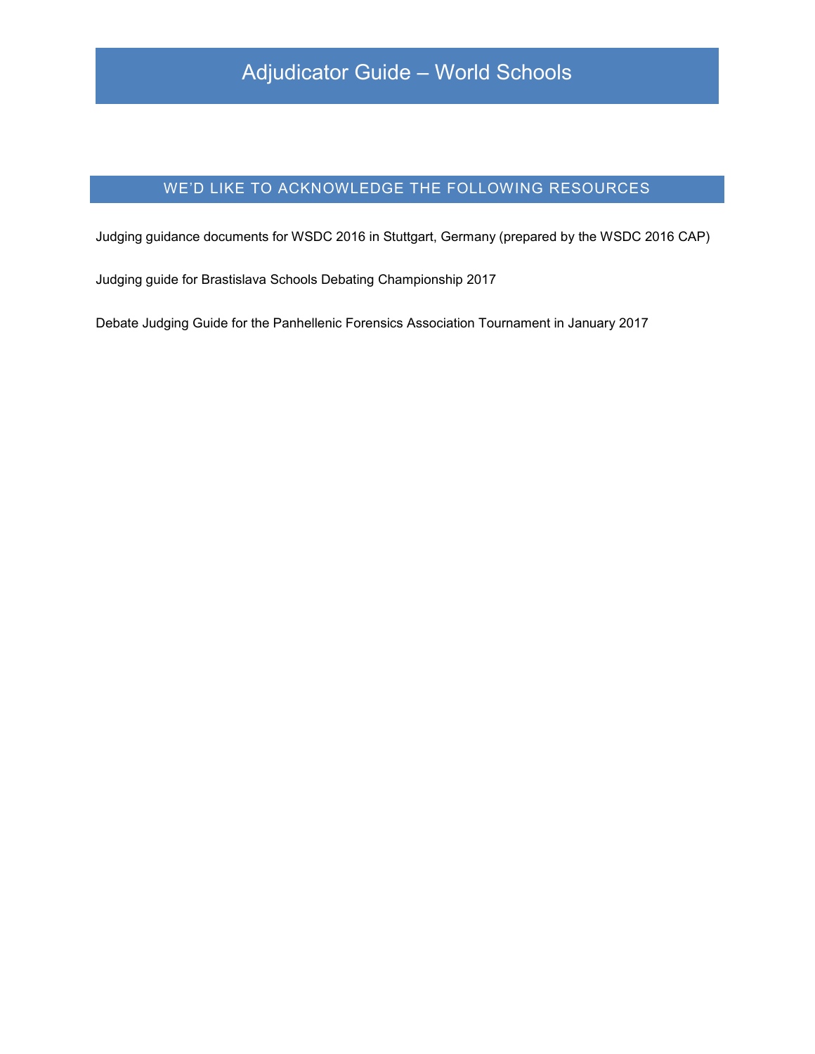# Adjudicator Guide – World Schools

## WE'D LIKE TO ACKNOWLEDGE THE FOLLOWING RESOURCES

Judging guidance documents for WSDC 2016 in Stuttgart, Germany (prepared by the WSDC 2016 CAP)

Judging guide for Brastislava Schools Debating Championship 2017

Debate Judging Guide for the Panhellenic Forensics Association Tournament in January 2017